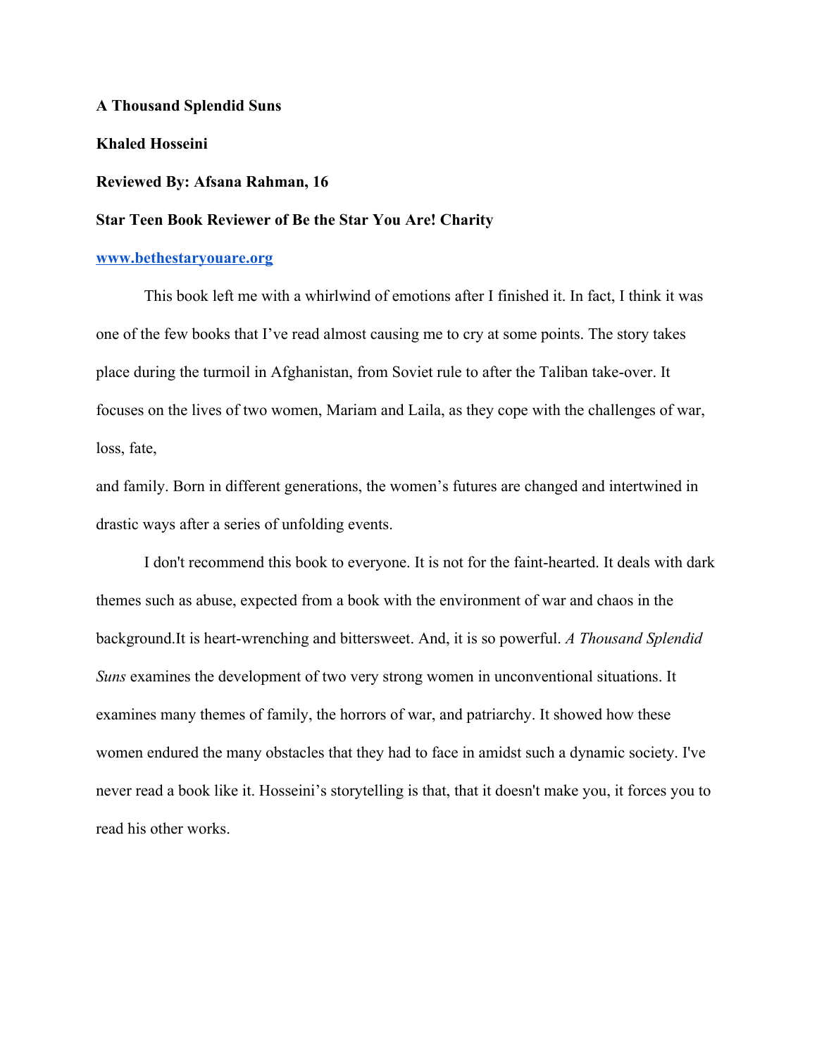**A Thousand Splendid Suns**

**Khaled Hosseini**

**Reviewed By: Afsana Rahman, 16**

**Star Teen Book Reviewer of Be the Star You Are! Charity**

**[www.bethestaryouare.org](http://www.bethestaryouare.org)**

This book left me with a whirlwind of emotions after I finished it. In fact, I think it was one of the few books that I've read almost causing me to cry at some points. The story takes place during the turmoil in Afghanistan, from Soviet rule to after the Taliban take-over. It focuses on the lives of two women, Mariam and Laila, as they cope with the challenges of war, loss, fate,

and family. Born in different generations, the women's futures are changed and intertwined in drastic ways after a series of unfolding events.

I don't recommend this book to everyone. It is not for the faint-hearted. It deals with dark themes such as abuse, expected from a book with the environment of war and chaos in the background.It is heart-wrenching and bittersweet. And, it is so powerful. *A Thousand Splendid Suns* examines the development of two very strong women in unconventional situations. It examines many themes of family, the horrors of war, and patriarchy. It showed how these women endured the many obstacles that they had to face in amidst such a dynamic society. I've never read a book like it. Hosseini's storytelling is that, that it doesn't make you, it forces you to read his other works.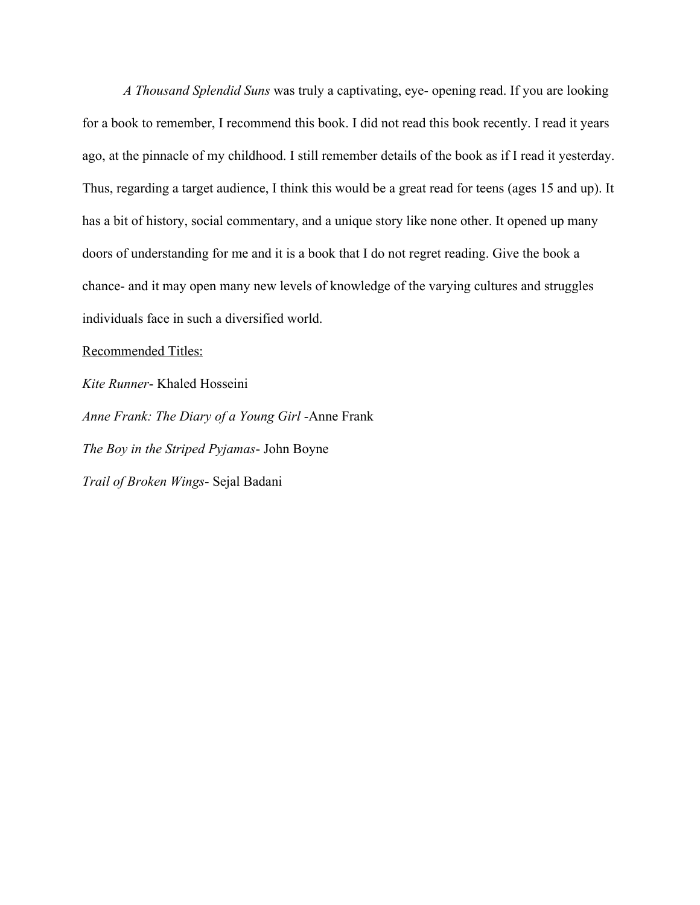*A Thousand Splendid Suns* was truly a captivating, eye- opening read. If you are looking for a book to remember, I recommend this book. I did not read this book recently. I read it years ago, at the pinnacle of my childhood. I still remember details of the book as if I read it yesterday. Thus, regarding a target audience, I think this would be a great read for teens (ages 15 and up). It has a bit of history, social commentary, and a unique story like none other. It opened up many doors of understanding for me and it is a book that I do not regret reading. Give the book a chance- and it may open many new levels of knowledge of the varying cultures and struggles individuals face in such a diversified world.

<u>Recommended Titles:</u>

*Kite Runner*- Khaled Hosseini

*Anne Frank: The Diary of a Young Girl* -Anne Frank

*The Boy in the Striped Pyjamas*- John Boyne

*Trail of Broken Wings*- Sejal Badani